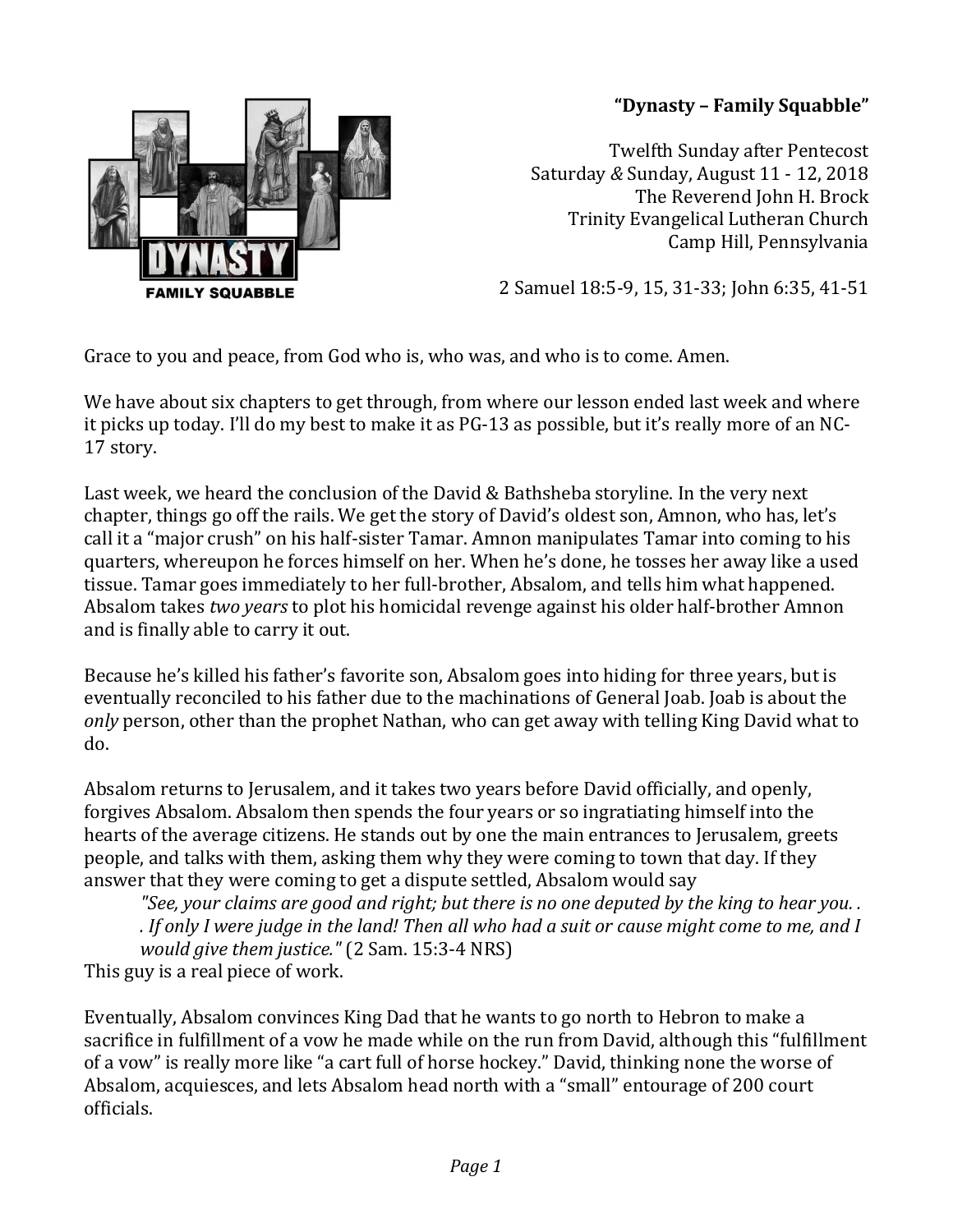**"Dynasty – Family Squabble"**

Twelfth Sunday after Pentecost
Saturday *&* Sunday, August 11 - 12, 2018
The Reverend John H. Brock
Trinity Evangelical Lutheran Church
Camp Hill, Pennsylvania

2 Samuel 18:5-9, 15, 31-33; John 6:35, 41-51

Grace to you and peace, from God who is, who was, and who is to come. Amen.

We have about six chapters to get through, from where our lesson ended last week and where it picks up today. I'll do my best to make it as PG-13 as possible, but it's really more of an NC-17 story.

Last week, we heard the conclusion of the David & Bathsheba storyline. In the very next chapter, things go off the rails. We get the story of David's oldest son, Amnon, who has, let's call it a "major crush" on his half-sister Tamar. Amnon manipulates Tamar into coming to his quarters, whereupon he forces himself on her. When he's done, he tosses her away like a used tissue. Tamar goes immediately to her full-brother, Absalom, and tells him what happened. Absalom takes *two years* to plot his homicidal revenge against his older half-brother Amnon and is finally able to carry it out.

Because he's killed his father's favorite son, Absalom goes into hiding for three years, but is eventually reconciled to his father due to the machinations of General Joab. Joab is about the *only* person, other than the prophet Nathan, who can get away with telling King David what to do.

Absalom returns to Jerusalem, and it takes two years before David officially, and openly, forgives Absalom. Absalom then spends the four years or so ingratiating himself into the hearts of the average citizens. He stands out by one the main entrances to Jerusalem, greets people, and talks with them, asking them why they were coming to town that day. If they answer that they were coming to get a dispute settled, Absalom would say

> *"See, your claims are good and right; but there is no one deputed by the king to hear you. . . If only I were judge in the land! Then all who had a suit or cause might come to me, and I would give them justice."* (2 Sam. 15:3-4 NRS)

This guy is a real piece of work.

Eventually, Absalom convinces King Dad that he wants to go north to Hebron to make a sacrifice in fulfillment of a vow he made while on the run from David, although this "fulfillment of a vow" is really more like "a cart full of horse hockey." David, thinking none the worse of Absalom, acquiesces, and lets Absalom head north with a "small" entourage of 200 court officials.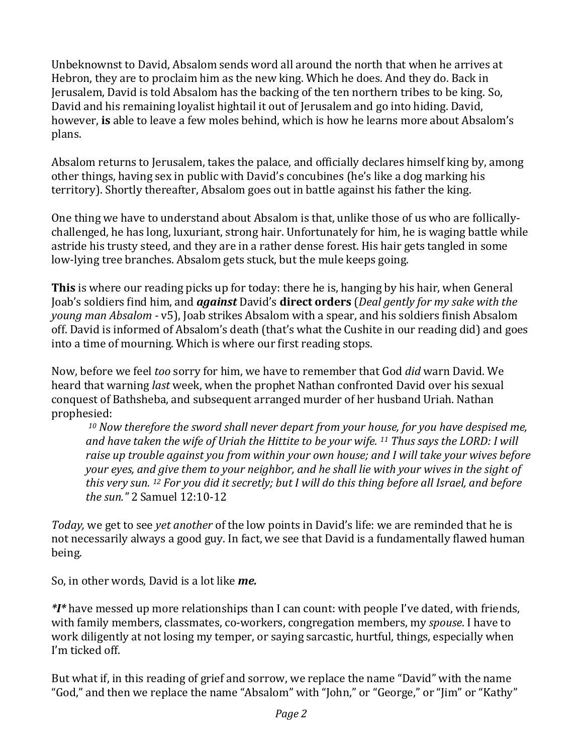Unbeknownst to David, Absalom sends word all around the north that when he arrives at Hebron, they are to proclaim him as the new king. Which he does. And they do. Back in Jerusalem, David is told Absalom has the backing of the ten northern tribes to be king. So, David and his remaining loyalist hightail it out of Jerusalem and go into hiding. David, however, **is** able to leave a few moles behind, which is how he learns more about Absalom's plans.

Absalom returns to Jerusalem, takes the palace, and officially declares himself king by, among other things, having sex in public with David's concubines (he's like a dog marking his territory). Shortly thereafter, Absalom goes out in battle against his father the king.

One thing we have to understand about Absalom is that, unlike those of us who are follically-challenged, he has long, luxuriant, strong hair. Unfortunately for him, he is waging battle while astride his trusty steed, and they are in a rather dense forest. His hair gets tangled in some low-lying tree branches. Absalom gets stuck, but the mule keeps going.

**This** is where our reading picks up for today: there he is, hanging by his hair, when General Joab's soldiers find him, and ***against*** David's **direct orders** (*Deal gently for my sake with the young man Absalom* - v5), Joab strikes Absalom with a spear, and his soldiers finish Absalom off. David is informed of Absalom's death (that's what the Cushite in our reading did) and goes into a time of mourning. Which is where our first reading stops.

Now, before we feel *too* sorry for him, we have to remember that God *did* warn David. We heard that warning *last* week, when the prophet Nathan confronted David over his sexual conquest of Bathsheba, and subsequent arranged murder of her husband Uriah. Nathan prophesied:

> [10] *Now therefore the sword shall never depart from your house, for you have despised me, and have taken the wife of Uriah the Hittite to be your wife.* [11] *Thus says the LORD: I will raise up trouble against you from within your own house; and I will take your wives before your eyes, and give them to your neighbor, and he shall lie with your wives in the sight of this very sun.* [12] *For you did it secretly; but I will do this thing before all Israel, and before the sun."* 2 Samuel 12:10-12

*Today,* we get to see *yet another* of the low points in David's life: we are reminded that he is not necessarily always a good guy. In fact, we see that David is a fundamentally flawed human being.

So, in other words, David is a lot like ***me.***

***I**** have messed up more relationships than I can count: with people I've dated, with friends, with family members, classmates, co-workers, congregation members, my *spouse*. I have to work diligently at not losing my temper, or saying sarcastic, hurtful, things, especially when I'm ticked off.

But what if, in this reading of grief and sorrow, we replace the name "David" with the name "God," and then we replace the name "Absalom" with "John," or "George," or "Jim" or "Kathy"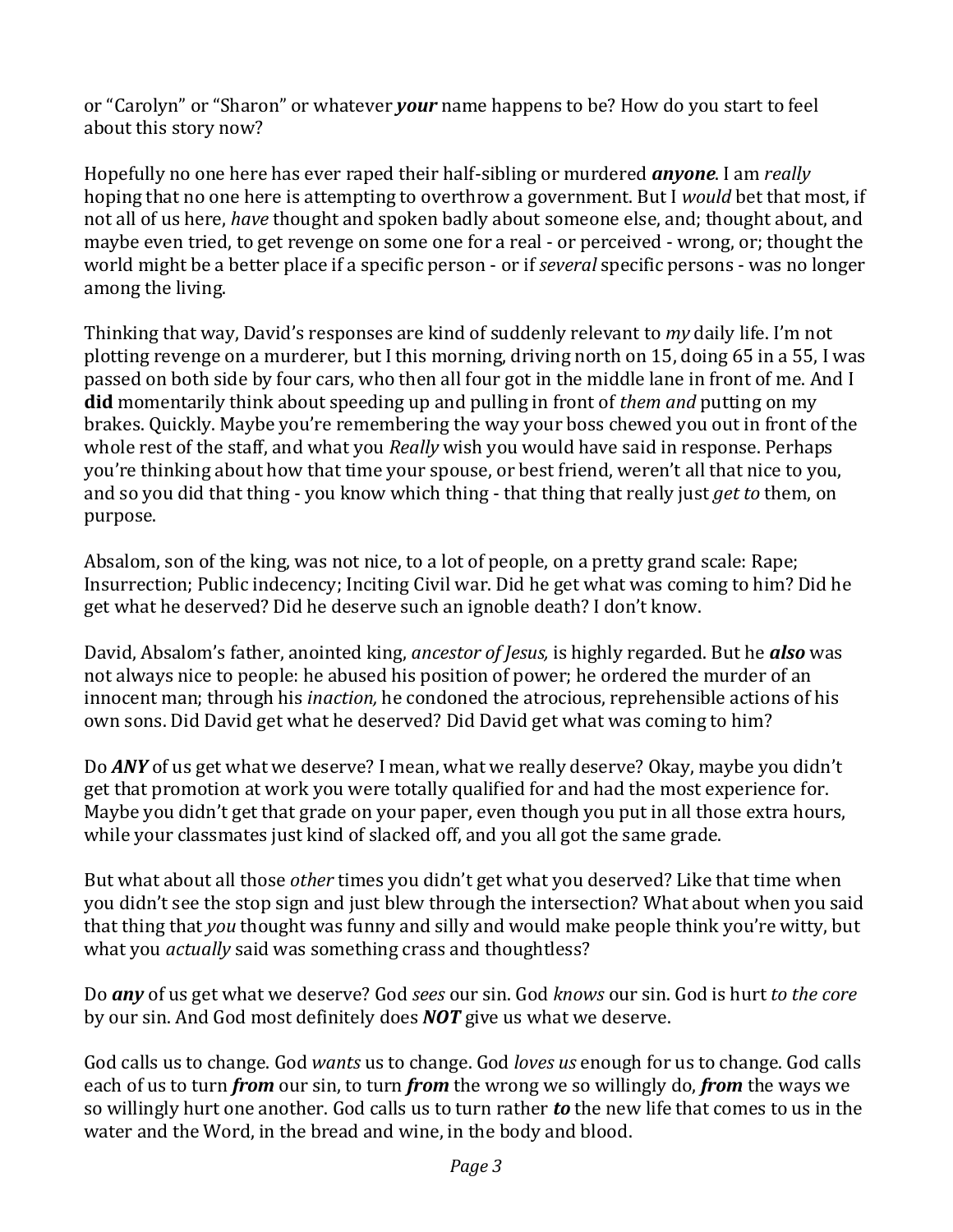or "Carolyn" or "Sharon" or whatever ***your*** name happens to be? How do you start to feel about this story now?

Hopefully no one here has ever raped their half-sibling or murdered ***anyone***. I am *really* hoping that no one here is attempting to overthrow a government. But I *would* bet that most, if not all of us here, *have* thought and spoken badly about someone else, and; thought about, and maybe even tried, to get revenge on some one for a real - or perceived - wrong, or; thought the world might be a better place if a specific person - or if *several* specific persons - was no longer among the living.

Thinking that way, David's responses are kind of suddenly relevant to *my* daily life. I'm not plotting revenge on a murderer, but I this morning, driving north on 15, doing 65 in a 55, I was passed on both side by four cars, who then all four got in the middle lane in front of me. And I **did** momentarily think about speeding up and pulling in front of *them and* putting on my brakes. Quickly. Maybe you're remembering the way your boss chewed you out in front of the whole rest of the staff, and what you *Really* wish you would have said in response. Perhaps you're thinking about how that time your spouse, or best friend, weren't all that nice to you, and so you did that thing - you know which thing - that thing that really just *get to* them, on purpose.

Absalom, son of the king, was not nice, to a lot of people, on a pretty grand scale: Rape; Insurrection; Public indecency; Inciting Civil war. Did he get what was coming to him? Did he get what he deserved? Did he deserve such an ignoble death? I don't know.

David, Absalom's father, anointed king, *ancestor of Jesus,* is highly regarded. But he ***also*** was not always nice to people: he abused his position of power; he ordered the murder of an innocent man; through his *inaction,* he condoned the atrocious, reprehensible actions of his own sons. Did David get what he deserved? Did David get what was coming to him?

Do ***ANY*** of us get what we deserve? I mean, what we really deserve? Okay, maybe you didn't get that promotion at work you were totally qualified for and had the most experience for. Maybe you didn't get that grade on your paper, even though you put in all those extra hours, while your classmates just kind of slacked off, and you all got the same grade.

But what about all those *other* times you didn't get what you deserved? Like that time when you didn't see the stop sign and just blew through the intersection? What about when you said that thing that *you* thought was funny and silly and would make people think you're witty, but what you *actually* said was something crass and thoughtless?

Do ***any*** of us get what we deserve? God *sees* our sin. God *knows* our sin. God is hurt *to the core* by our sin. And God most definitely does ***NOT*** give us what we deserve.

God calls us to change. God *wants* us to change. God *loves us* enough for us to change. God calls each of us to turn ***from*** our sin, to turn ***from*** the wrong we so willingly do, ***from*** the ways we so willingly hurt one another. God calls us to turn rather ***to*** the new life that comes to us in the water and the Word, in the bread and wine, in the body and blood.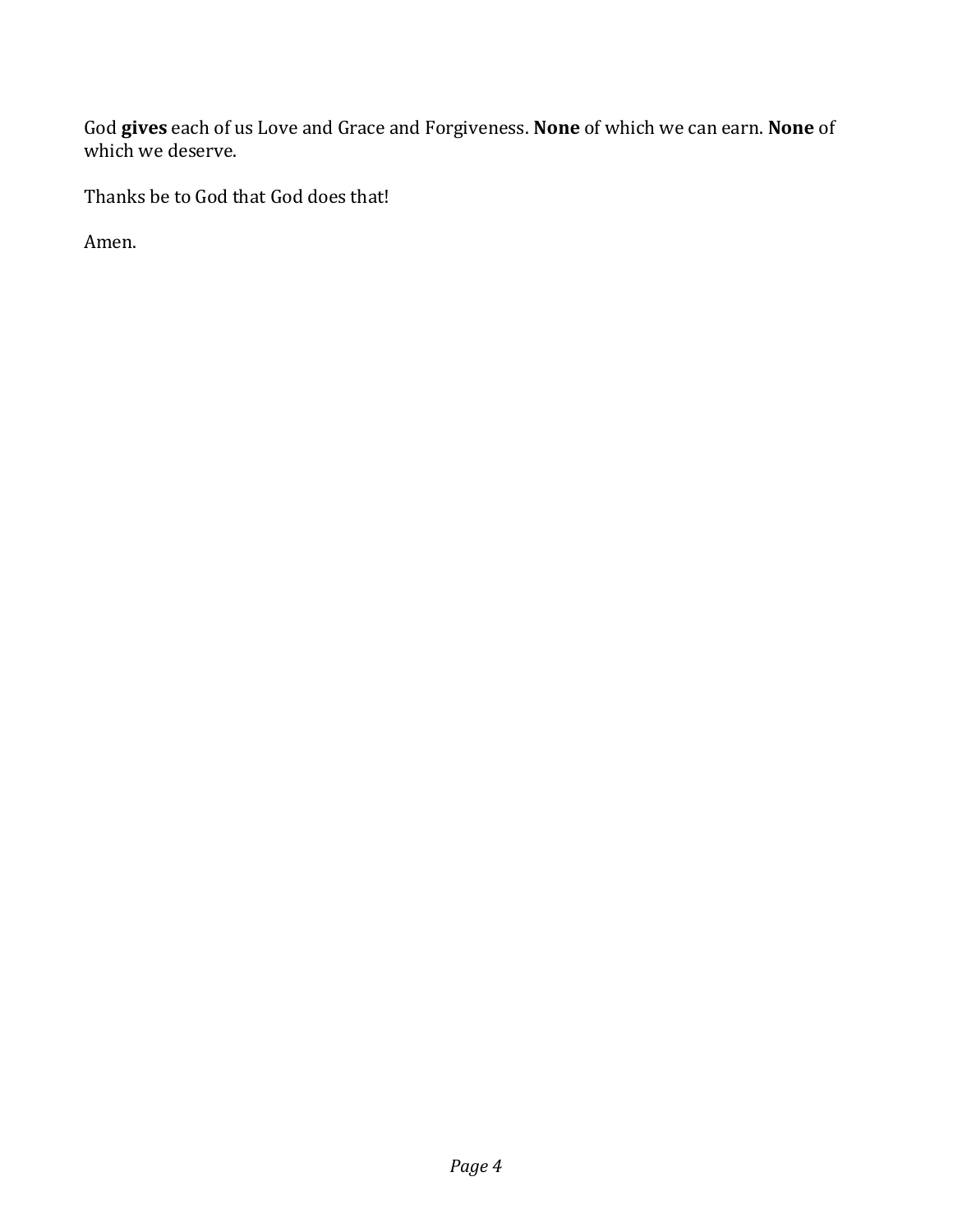God **gives** each of us Love and Grace and Forgiveness. **None** of which we can earn. **None** of which we deserve.

Thanks be to God that God does that!

Amen.